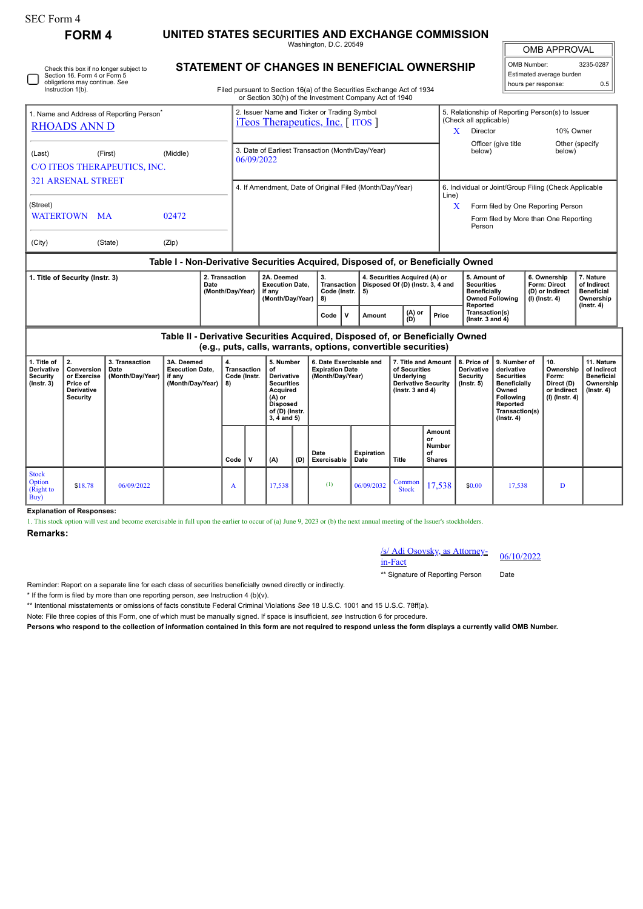SEC Form 4

# FORM 4

## UNITED STATES SECURITIES AND EXCHANGE COMMISSION

Washington, D.C. 20549

## STATEMENT OF CHANGES IN BENEFICIAL OWNERSHIP

Filed pursuant to Section 16(a) of the Securities Exchange Act of 1934
or Section 30(h) of the Investment Company Act of 1940

| OMB APPROVAL | |
|---|---|
| OMB Number: | 3235-0287 |
| Estimated average burden | |
| hours per response: | 0.5 |

☐ Check this box if no longer subject to Section 16. Form 4 or Form 5 obligations may continue. *See* Instruction 1(b).

**1. Name and Address of Reporting Person***

RHOADS ANN D

(Last) (First) (Middle)

C/O ITEOS THERAPEUTICS, INC.
321 ARSENAL STREET

(Street)

WATERTOWN MA 02472

(City) (State) (Zip)

**2. Issuer Name and Ticker or Trading Symbol**

iTeos Therapeutics, Inc. [ ITOS ]

**3. Date of Earliest Transaction (Month/Day/Year)**

06/09/2022

**4. If Amendment, Date of Original Filed (Month/Day/Year)**

**5. Relationship of Reporting Person(s) to Issuer (Check all applicable)**

X Director
10% Owner
Officer (give title below)
Other (specify below)

**6. Individual or Joint/Group Filing (Check Applicable Line)**

X Form filed by One Reporting Person
Form filed by More than One Reporting Person

### Table I - Non-Derivative Securities Acquired, Disposed of, or Beneficially Owned

| 1. Title of Security (Instr. 3) | 2. Transaction Date (Month/Day/Year) | 2A. Deemed Execution Date, if any (Month/Day/Year) | 3. Transaction Code (Instr. 8) | | 4. Securities Acquired (A) or Disposed Of (D) (Instr. 3, 4 and 5) | | | 5. Amount of Securities Beneficially Owned Following Reported Transaction(s) (Instr. 3 and 4) | 6. Ownership Form: Direct (D) or Indirect (I) (Instr. 4) | 7. Nature of Indirect Beneficial Ownership (Instr. 4) |
|---|---|---|---|---|---|---|---|---|---|---|
| | | | Code | V | Amount | (A) or (D) | Price | | | |

### Table II - Derivative Securities Acquired, Disposed of, or Beneficially Owned (e.g., puts, calls, warrants, options, convertible securities)

| 1. Title of Derivative Security (Instr. 3) | 2. Conversion or Exercise Price of Derivative Security | 3. Transaction Date (Month/Day/Year) | 3A. Deemed Execution Date, if any (Month/Day/Year) | 4. Transaction Code (Instr. 8) | | 5. Number of Derivative Securities Acquired (A) or Disposed of (D) (Instr. 3, 4 and 5) | | 6. Date Exercisable and Expiration Date (Month/Day/Year) | | 7. Title and Amount of Securities Underlying Derivative Security (Instr. 3 and 4) | | 8. Price of Derivative Security (Instr. 5) | 9. Number of derivative Securities Beneficially Owned Following Reported Transaction(s) (Instr. 4) | 10. Ownership Form: Direct (D) or Indirect (I) (Instr. 4) | 11. Nature of Indirect Beneficial Ownership (Instr. 4) |
|---|---|---|---|---|---|---|---|---|---|---|---|---|---|---|---|
| | | | | Code | V | (A) | (D) | Date Exercisable | Expiration Date | Title | Amount or Number of Shares | | | | |
| Stock Option (Right to Buy) | $18.78 | 06/09/2022 | | A | | 17,538 | | (1) | 06/09/2032 | Common Stock | 17,538 | $0.00 | 17,538 | D | |

**Explanation of Responses:**

1. This stock option will vest and become exercisable in full upon the earlier to occur of (a) June 9, 2023 or (b) the next annual meeting of the Issuer's stockholders.

**Remarks:**

/s/ Adi Osovsky, as Attorney-in-Fact    06/10/2022

** Signature of Reporting Person    Date

Reminder: Report on a separate line for each class of securities beneficially owned directly or indirectly.

* If the form is filed by more than one reporting person, *see* Instruction 4 (b)(v).

** Intentional misstatements or omissions of facts constitute Federal Criminal Violations *See* 18 U.S.C. 1001 and 15 U.S.C. 78ff(a).

Note: File three copies of this Form, one of which must be manually signed. If space is insufficient, *see* Instruction 6 for procedure.

**Persons who respond to the collection of information contained in this form are not required to respond unless the form displays a currently valid OMB Number.**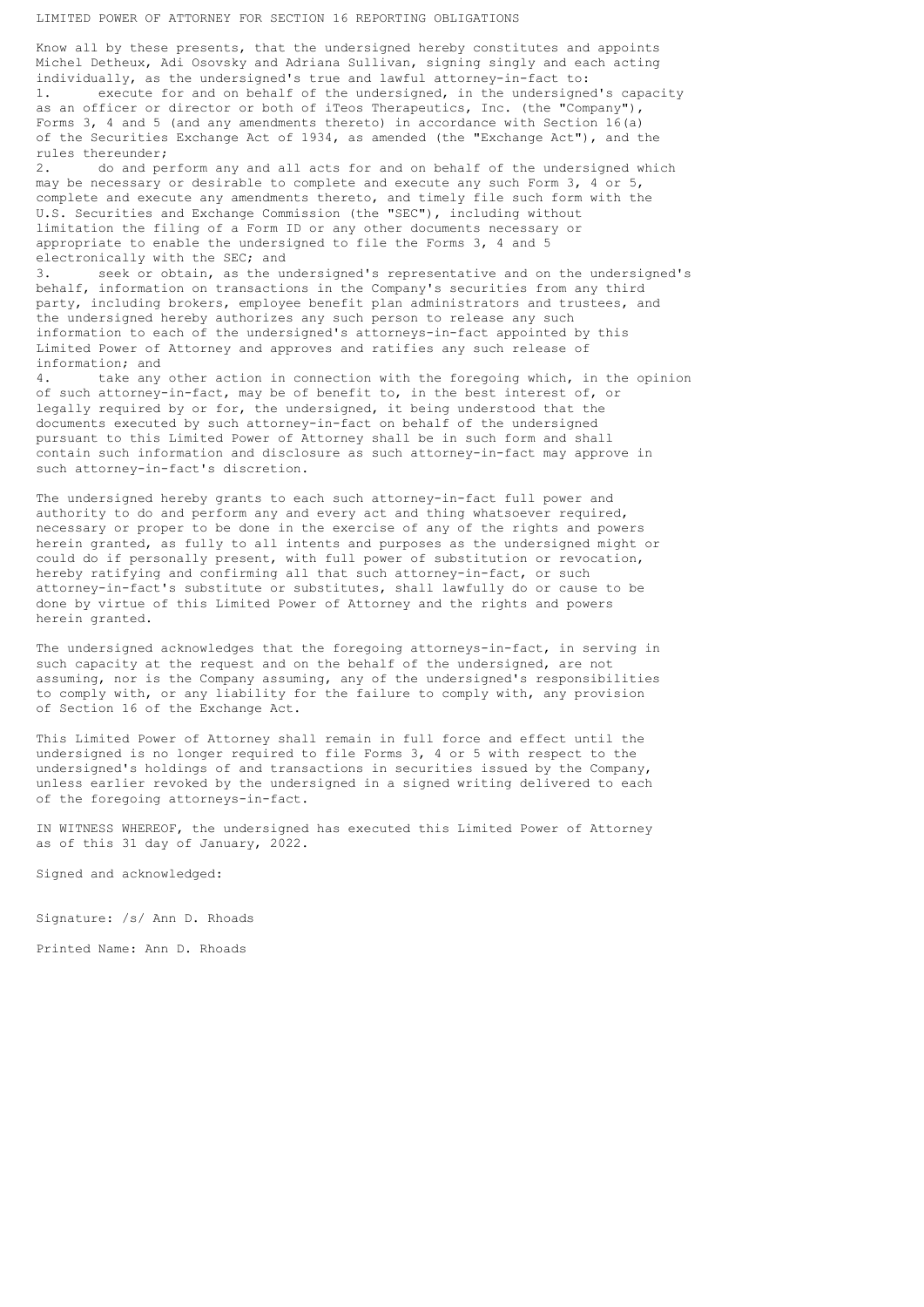# LIMITED POWER OF ATTORNEY FOR SECTION 16 REPORTING OBLIGATIONS

Know all by these presents, that the undersigned hereby constitutes and appoints Michel Detheux, Adi Osovsky and Adriana Sullivan, signing singly and each acting individually, as the undersigned's true and lawful attorney-in-fact to:

1. execute for and on behalf of the undersigned, in the undersigned's capacity as an officer or director or both of iTeos Therapeutics, Inc. (the "Company"), Forms 3, 4 and 5 (and any amendments thereto) in accordance with Section 16(a) of the Securities Exchange Act of 1934, as amended (the "Exchange Act"), and the rules thereunder;
2. do and perform any and all acts for and on behalf of the undersigned which may be necessary or desirable to complete and execute any such Form 3, 4 or 5, complete and execute any amendments thereto, and timely file such form with the U.S. Securities and Exchange Commission (the "SEC"), including without limitation the filing of a Form ID or any other documents necessary or appropriate to enable the undersigned to file the Forms 3, 4 and 5 electronically with the SEC; and
3. seek or obtain, as the undersigned's representative and on the undersigned's behalf, information on transactions in the Company's securities from any third party, including brokers, employee benefit plan administrators and trustees, and the undersigned hereby authorizes any such person to release any such information to each of the undersigned's attorneys-in-fact appointed by this Limited Power of Attorney and approves and ratifies any such release of information; and
4. take any other action in connection with the foregoing which, in the opinion of such attorney-in-fact, may be of benefit to, in the best interest of, or legally required by or for, the undersigned, it being understood that the documents executed by such attorney-in-fact on behalf of the undersigned pursuant to this Limited Power of Attorney shall be in such form and shall contain such information and disclosure as such attorney-in-fact may approve in such attorney-in-fact's discretion.

The undersigned hereby grants to each such attorney-in-fact full power and authority to do and perform any and every act and thing whatsoever required, necessary or proper to be done in the exercise of any of the rights and powers herein granted, as fully to all intents and purposes as the undersigned might or could do if personally present, with full power of substitution or revocation, hereby ratifying and confirming all that such attorney-in-fact, or such attorney-in-fact's substitute or substitutes, shall lawfully do or cause to be done by virtue of this Limited Power of Attorney and the rights and powers herein granted.

The undersigned acknowledges that the foregoing attorneys-in-fact, in serving in such capacity at the request and on the behalf of the undersigned, are not assuming, nor is the Company assuming, any of the undersigned's responsibilities to comply with, or any liability for the failure to comply with, any provision of Section 16 of the Exchange Act.

This Limited Power of Attorney shall remain in full force and effect until the undersigned is no longer required to file Forms 3, 4 or 5 with respect to the undersigned's holdings of and transactions in securities issued by the Company, unless earlier revoked by the undersigned in a signed writing delivered to each of the foregoing attorneys-in-fact.

IN WITNESS WHEREOF, the undersigned has executed this Limited Power of Attorney as of this 31 day of January, 2022.

Signed and acknowledged:

Signature: /s/ Ann D. Rhoads

Printed Name: Ann D. Rhoads